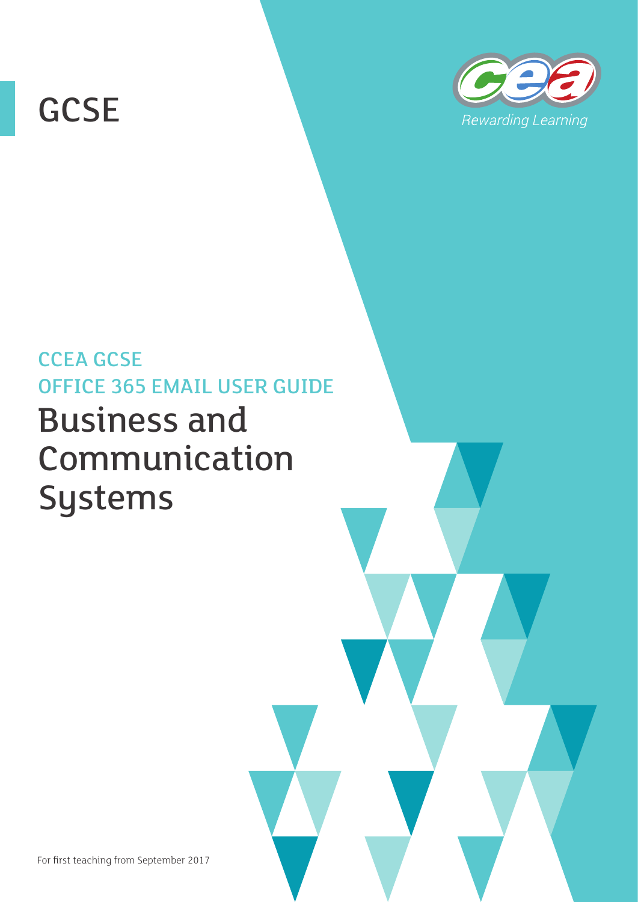GCSE

Rewarding Learning

CCEA GCSE

OFFICE 365 EMAIL USER GUIDE

# Business and Communication Systems

For first teaching from September 2017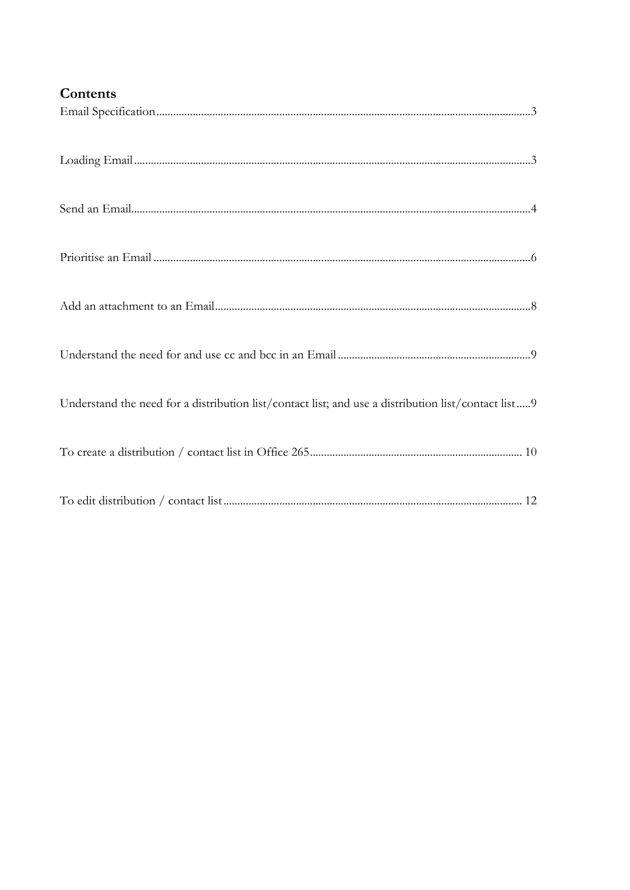## Contents

Email Specification....................................................................................................................................3

Loading Email............................................................................................................................................3

Send an Email............................................................................................................................................4

Prioritise an Email .....................................................................................................................................6

Add an attachment to an Email...............................................................................................................8

Understand the need for and use cc and bcc in an Email ....................................................................9

Understand the need for a distribution list/contact list; and use a distribution list/contact list.....9

To create a distribution / contact list in Office 265........................................................................... 10

To edit distribution / contact list......................................................................................................... 12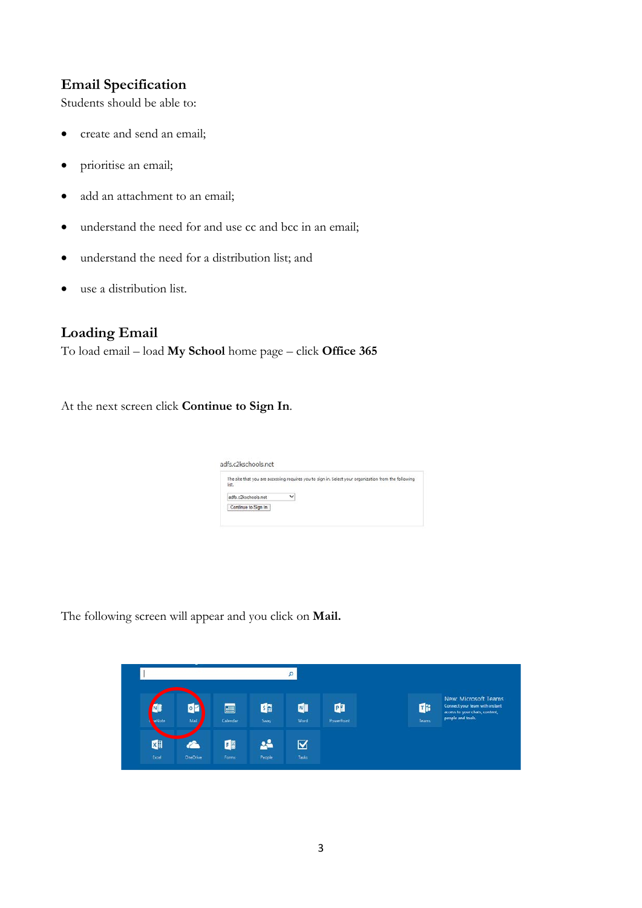## Email Specification

Students should be able to:

- create and send an email;
- prioritise an email;
- add an attachment to an email;
- understand the need for and use cc and bcc in an email;
- understand the need for a distribution list; and
- use a distribution list.

## Loading Email

To load email – load **My School** home page – click **Office 365**

At the next screen click **Continue to Sign In**.

The following screen will appear and you click on **Mail.**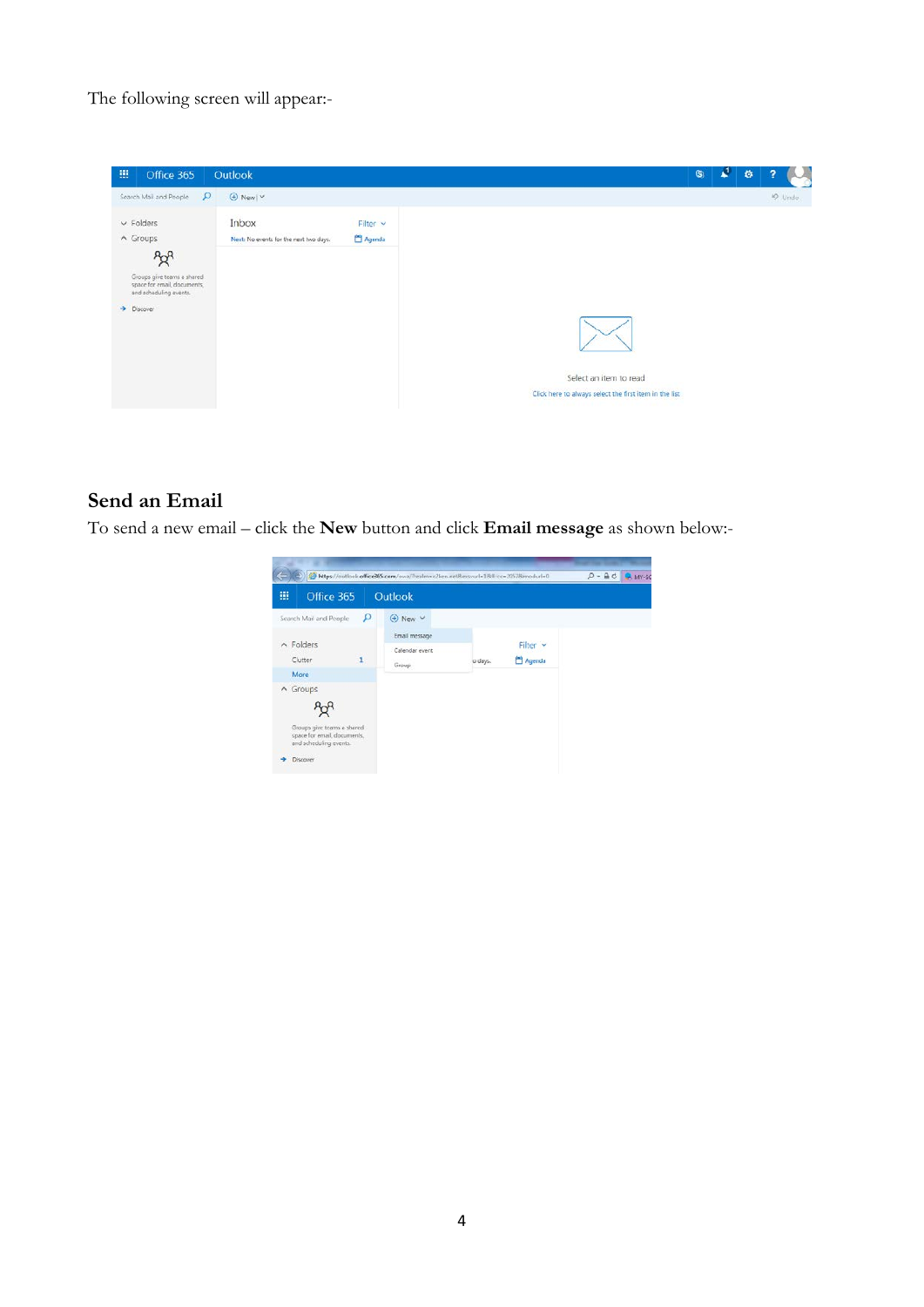The following screen will appear:-

## Send an Email

To send a new email – click the **New** button and click **Email message** as shown below:-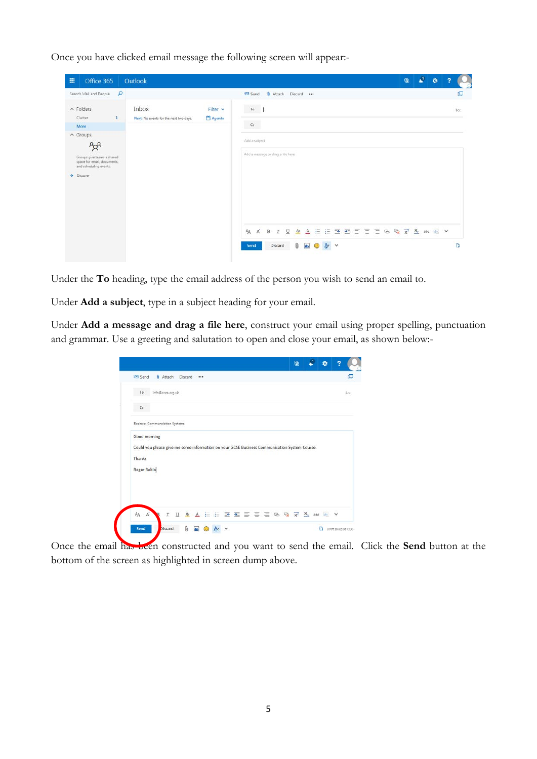Once you have clicked email message the following screen will appear:-

Under the **To** heading, type the email address of the person you wish to send an email to.

Under **Add a subject**, type in a subject heading for your email.

Under **Add a message and drag a file here**, construct your email using proper spelling, punctuation and grammar. Use a greeting and salutation to open and close your email, as shown below:-

Once the email has been constructed and you want to send the email. Click the **Send** button at the bottom of the screen as highlighted in screen dump above.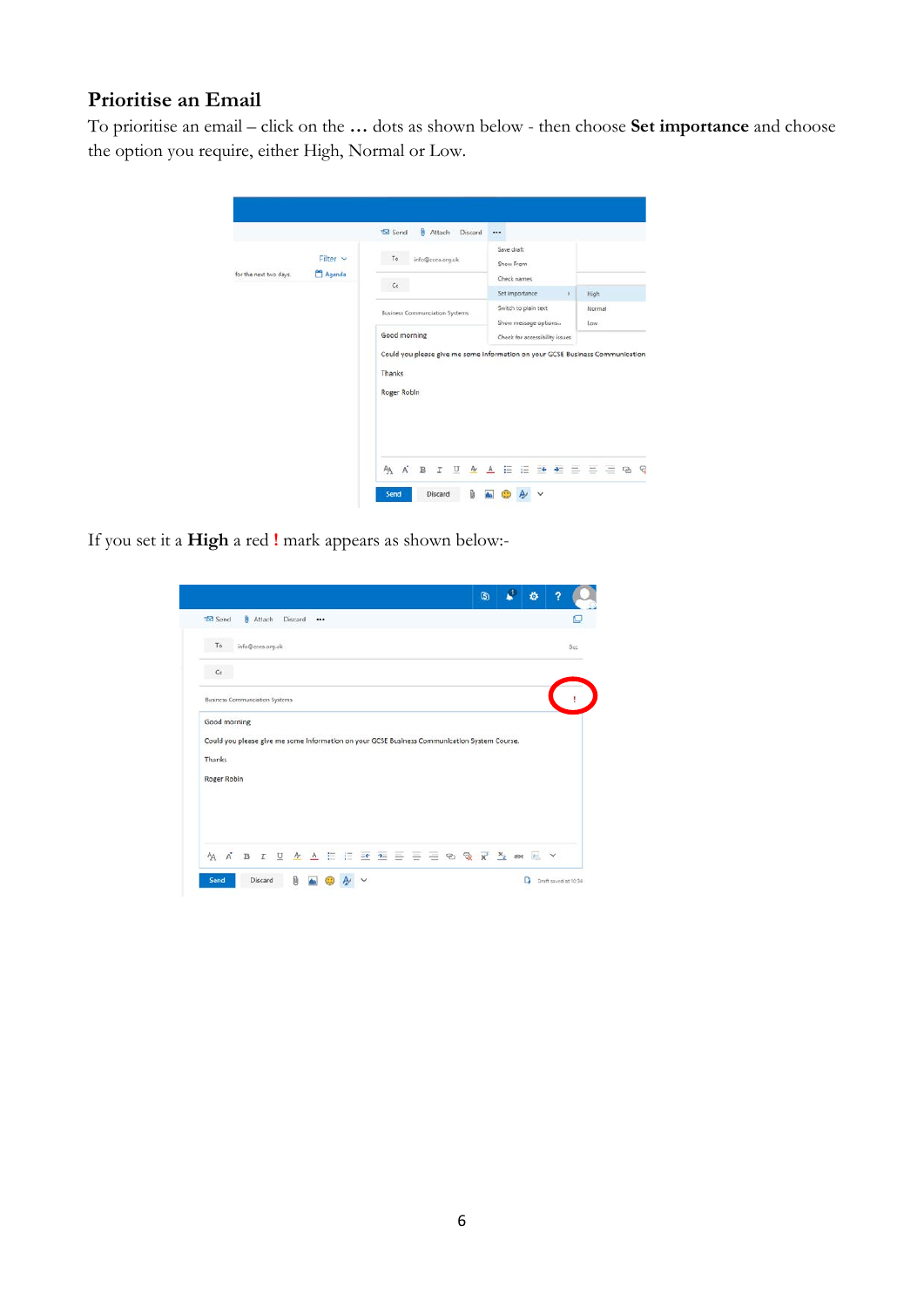## Prioritise an Email

To prioritise an email – click on the **…** dots as shown below - then choose **Set importance** and choose the option you require, either High, Normal or Low.

If you set it a **High** a red **!** mark appears as shown below:-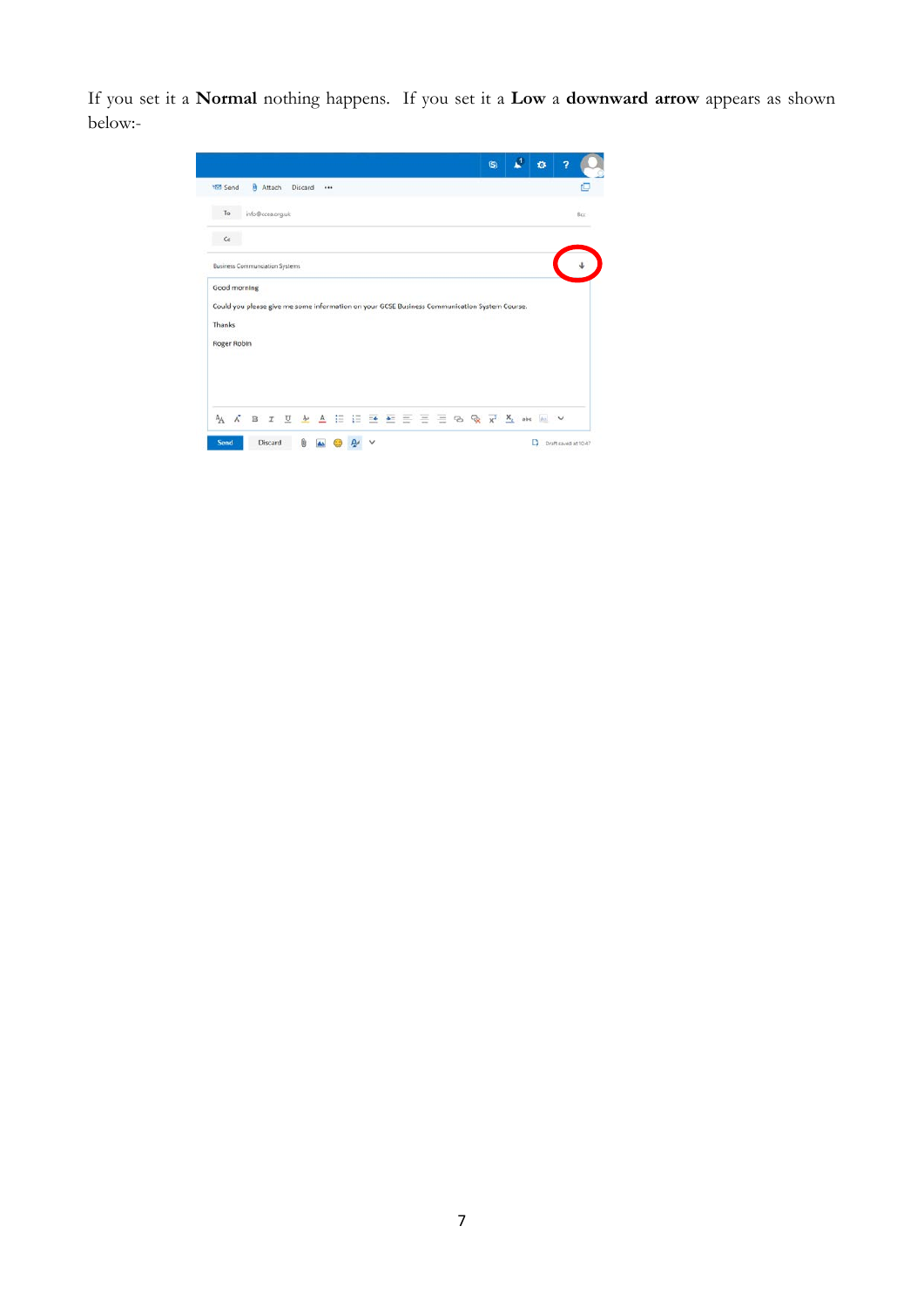If you set it a **Normal** nothing happens. If you set it a **Low** a **downward arrow** appears as shown below:-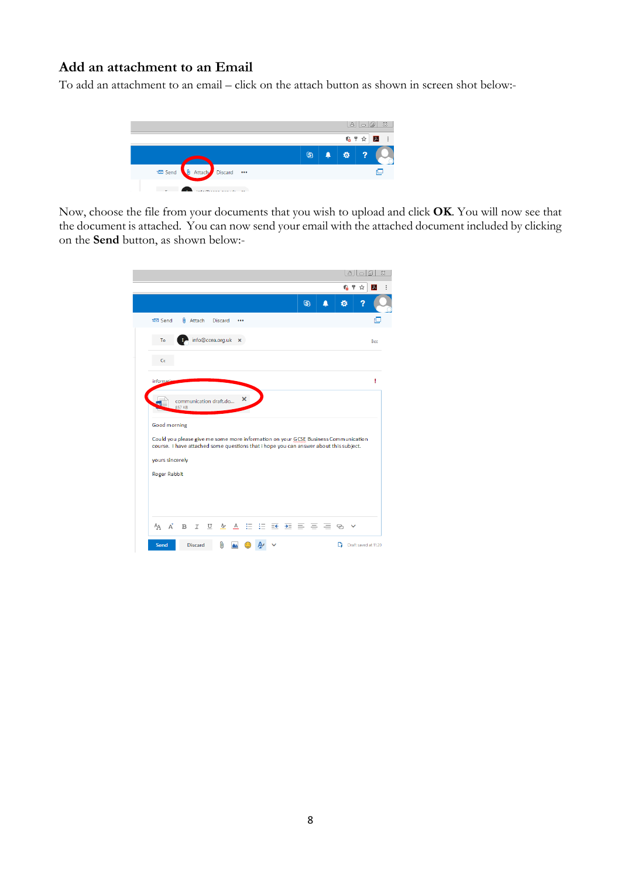## Add an attachment to an Email

To add an attachment to an email – click on the attach button as shown in screen shot below:-

Now, choose the file from your documents that you wish to upload and click **OK**. You will now see that the document is attached. You can now send your email with the attached document included by clicking on the **Send** button, as shown below:-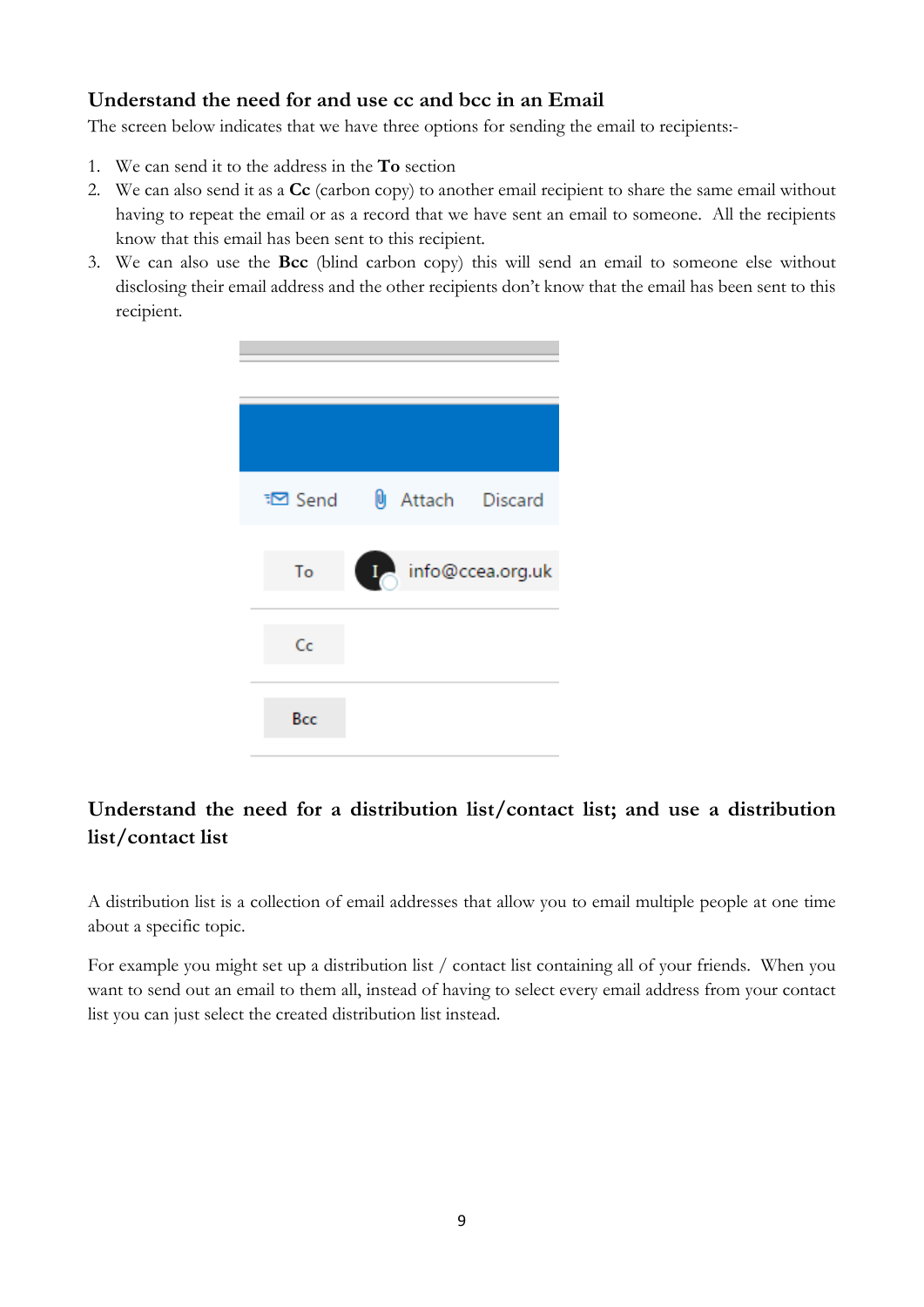### Understand the need for and use cc and bcc in an Email

The screen below indicates that we have three options for sending the email to recipients:-

1. We can send it to the address in the **To** section
2. We can also send it as a **Cc** (carbon copy) to another email recipient to share the same email without having to repeat the email or as a record that we have sent an email to someone. All the recipients know that this email has been sent to this recipient.
3. We can also use the **Bcc** (blind carbon copy) this will send an email to someone else without disclosing their email address and the other recipients don't know that the email has been sent to this recipient.

### Understand the need for a distribution list/contact list; and use a distribution list/contact list

A distribution list is a collection of email addresses that allow you to email multiple people at one time about a specific topic.

For example you might set up a distribution list / contact list containing all of your friends. When you want to send out an email to them all, instead of having to select every email address from your contact list you can just select the created distribution list instead.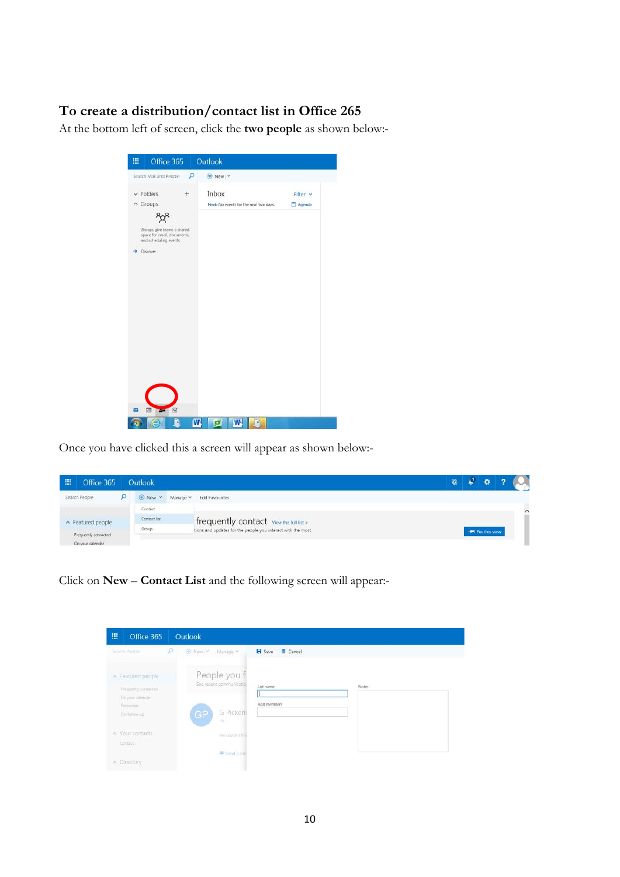## To create a distribution/contact list in Office 265

At the bottom left of screen, click the **two people** as shown below:-

Once you have clicked this a screen will appear as shown below:-

Click on **New** – **Contact List** and the following screen will appear:-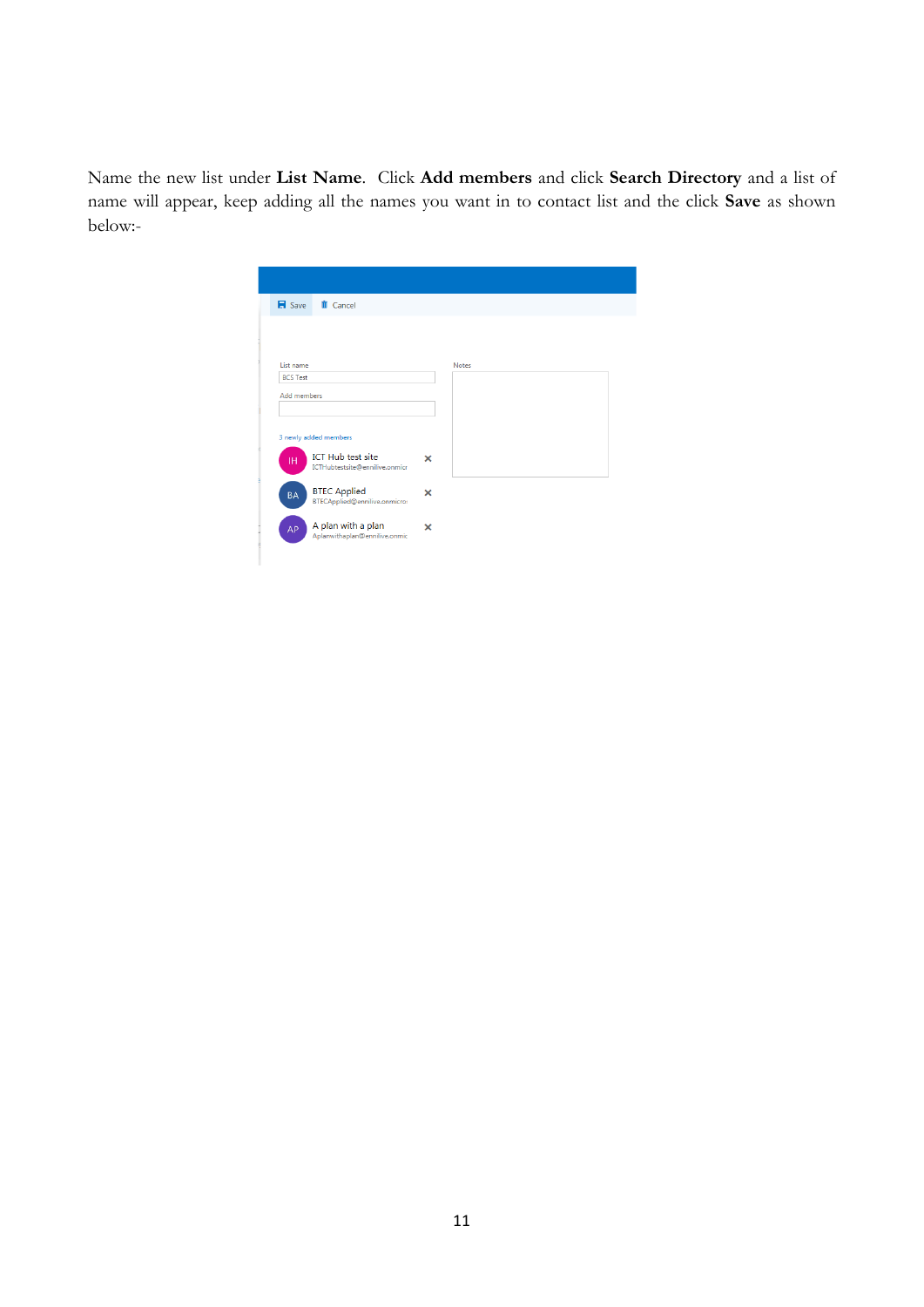Name the new list under **List Name**.  Click **Add members** and click **Search Directory** and a list of name will appear, keep adding all the names you want in to contact list and the click **Save** as shown below:-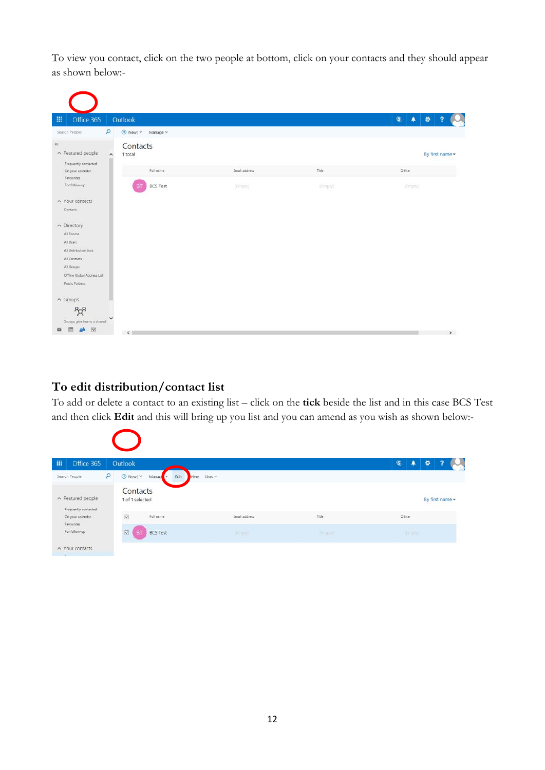To view you contact, click on the two people at bottom, click on your contacts and they should appear as shown below:-

## To edit distribution/contact list

To add or delete a contact to an existing list – click on the **tick** beside the list and in this case BCS Test and then click **Edit** and this will bring up you list and you can amend as you wish as shown below:-